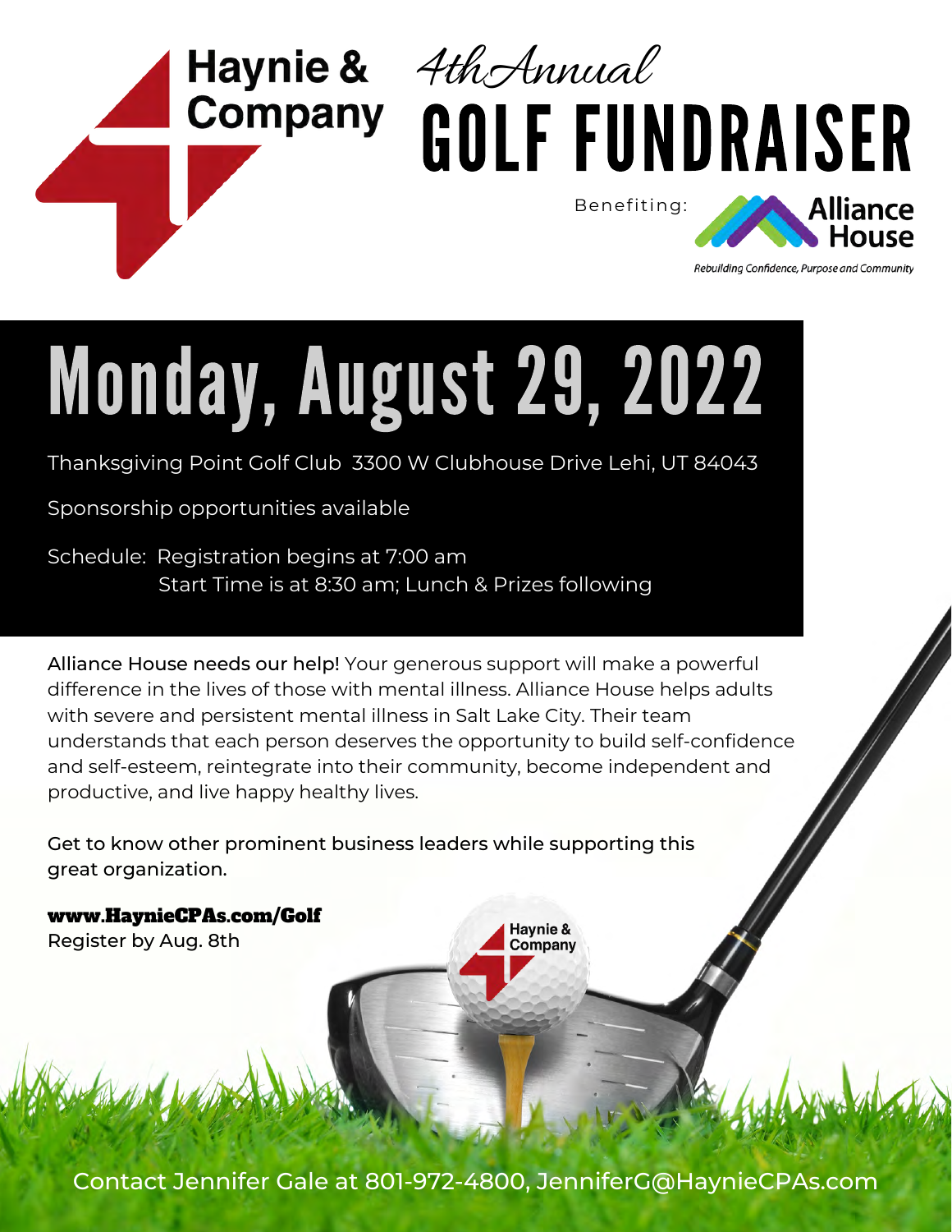Haynie & Company

*4th Annual*

# GOLF FUNDRAISER

Benefiting: Alliance House

*Rebuilding Confidence, Purpose and Community*

## Monday, August 29, 2022

Thanksgiving Point Golf Club 3300 W Clubhouse Drive Lehi, UT 84043

Sponsorship opportunities available

Schedule: Registration begins at 7:00 am
Start Time is at 8:30 am; Lunch & Prizes following

Alliance House needs our help! Your generous support will make a powerful difference in the lives of those with mental illness. Alliance House helps adults with severe and persistent mental illness in Salt Lake City. Their team understands that each person deserves the opportunity to build self-confidence and self-esteem, reintegrate into their community, become independent and productive, and live happy healthy lives.

Get to know other prominent business leaders while supporting this great organization.

**www.HaynieCPAs.com/Golf**
Register by Aug. 8th

Haynie & Company

Contact Jennifer Gale at 801-972-4800, JenniferG@HaynieCPAs.com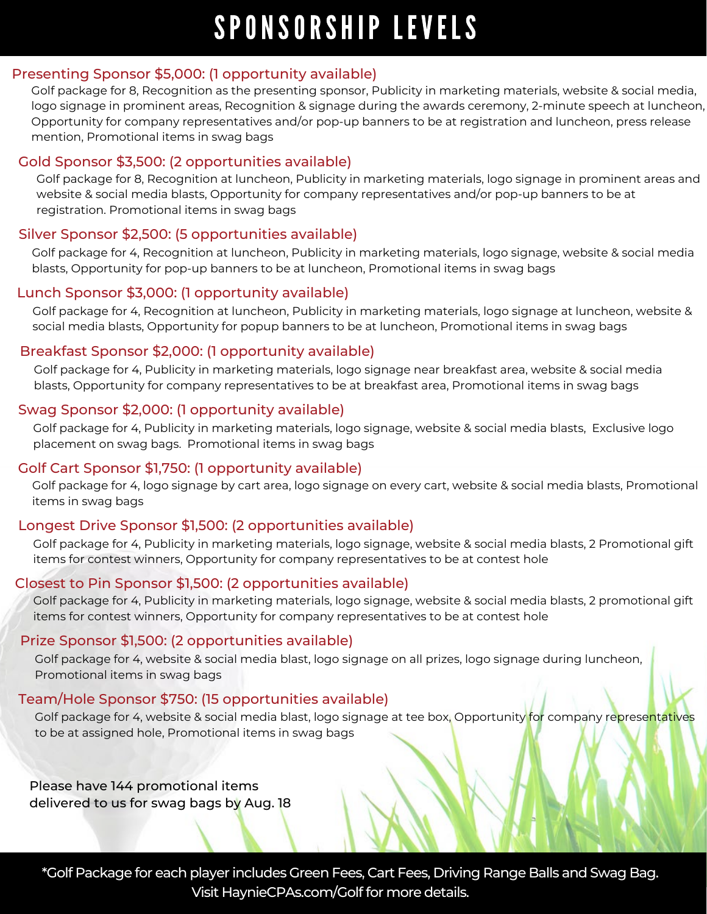# SPONSORSHIP LEVELS

## Presenting Sponsor $5,000: (1 opportunity available)

Golf package for 8, Recognition as the presenting sponsor, Publicity in marketing materials, website & social media, logo signage in prominent areas, Recognition & signage during the awards ceremony, 2-minute speech at luncheon, Opportunity for company representatives and/or pop-up banners to be at registration and luncheon, press release mention, Promotional items in swag bags

## Gold Sponsor $3,500: (2 opportunities available)

Golf package for 8, Recognition at luncheon, Publicity in marketing materials, logo signage in prominent areas and website & social media blasts, Opportunity for company representatives and/or pop-up banners to be at registration. Promotional items in swag bags

## Silver Sponsor $2,500: (5 opportunities available)

Golf package for 4, Recognition at luncheon, Publicity in marketing materials, logo signage, website & social media blasts, Opportunity for pop-up banners to be at luncheon, Promotional items in swag bags

## Lunch Sponsor $3,000: (1 opportunity available)

Golf package for 4, Recognition at luncheon, Publicity in marketing materials, logo signage at luncheon, website & social media blasts, Opportunity for popup banners to be at luncheon, Promotional items in swag bags

## Breakfast Sponsor $2,000: (1 opportunity available)

Golf package for 4, Publicity in marketing materials, logo signage near breakfast area, website & social media blasts, Opportunity for company representatives to be at breakfast area, Promotional items in swag bags

## Swag Sponsor $2,000: (1 opportunity available)

Golf package for 4, Publicity in marketing materials, logo signage, website & social media blasts, Exclusive logo placement on swag bags. Promotional items in swag bags

## Golf Cart Sponsor $1,750: (1 opportunity available)

Golf package for 4, logo signage by cart area, logo signage on every cart, website & social media blasts, Promotional items in swag bags

## Longest Drive Sponsor $1,500: (2 opportunities available)

Golf package for 4, Publicity in marketing materials, logo signage, website & social media blasts, 2 Promotional gift items for contest winners, Opportunity for company representatives to be at contest hole

## Closest to Pin Sponsor $1,500: (2 opportunities available)

Golf package for 4, Publicity in marketing materials, logo signage, website & social media blasts, 2 promotional gift items for contest winners, Opportunity for company representatives to be at contest hole

## Prize Sponsor $1,500: (2 opportunities available)

Golf package for 4, website & social media blast, logo signage on all prizes, logo signage during luncheon, Promotional items in swag bags

## Team/Hole Sponsor $750: (15 opportunities available)

Golf package for 4, website & social media blast, logo signage at tee box, Opportunity for company representatives to be at assigned hole, Promotional items in swag bags

Please have 144 promotional items delivered to us for swag bags by Aug. 18

*Golf Package for each player includes Green Fees, Cart Fees, Driving Range Balls and Swag Bag. Visit HaynieCPAs.com/Golf for more details.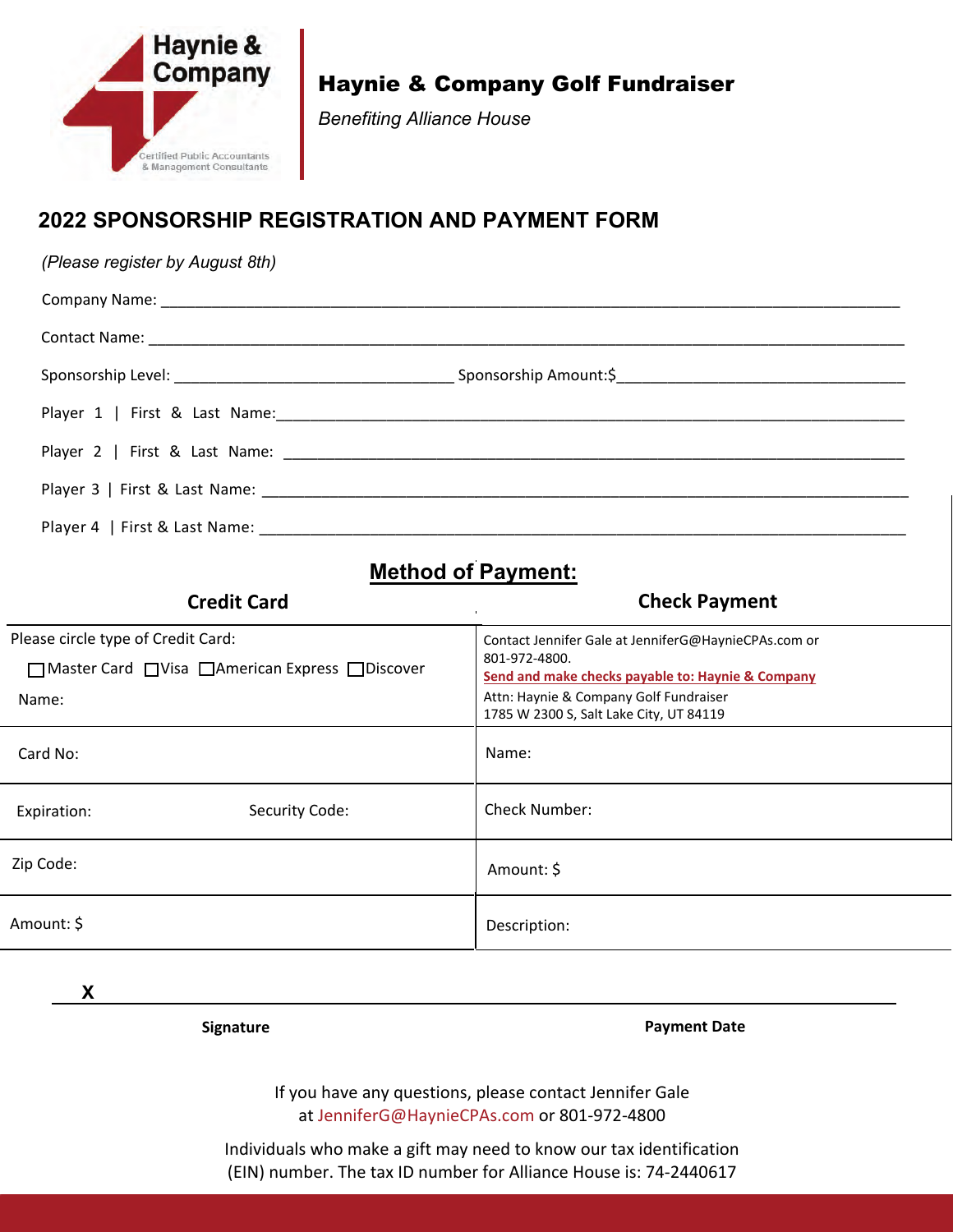Haynie & Company

Certified Public Accountants & Management Consultants

# Haynie & Company Golf Fundraiser

*Benefiting Alliance House*

## 2022 SPONSORSHIP REGISTRATION AND PAYMENT FORM

*(Please register by August 8th)*

Company Name: ______________________________________________________________

Contact Name: ______________________________________________________________

Sponsorship Level: ______________________________ Sponsorship Amount:$______________________________

Player 1 | First & Last Name:______________________________________________________

Player 2 | First & Last Name: ______________________________________________________

Player 3 | First & Last Name: ______________________________________________________

Player 4 | First & Last Name: ______________________________________________________

## Method of Payment:

| Credit Card | Check Payment |
|---|---|
| Please circle type of Credit Card:<br>☐Master Card ☐Visa ☐American Express ☐Discover<br>Name: | Contact Jennifer Gale at JenniferG@HaynieCPAs.com or 801-972-4800.<br>**Send and make checks payable to: Haynie & Company**<br>Attn: Haynie & Company Golf Fundraiser<br>1785 W 2300 S, Salt Lake City, UT 84119 |
| Card No: | Name: |
| Expiration: Security Code: | Check Number: |
| Zip Code: | Amount: $ |
| Amount: $ | Description: |

**X** ______________________________________________________________

**Signature** **Payment Date**

If you have any questions, please contact Jennifer Gale at JenniferG@HaynieCPAs.com or 801-972-4800

Individuals who make a gift may need to know our tax identification (EIN) number. The tax ID number for Alliance House is: 74-2440617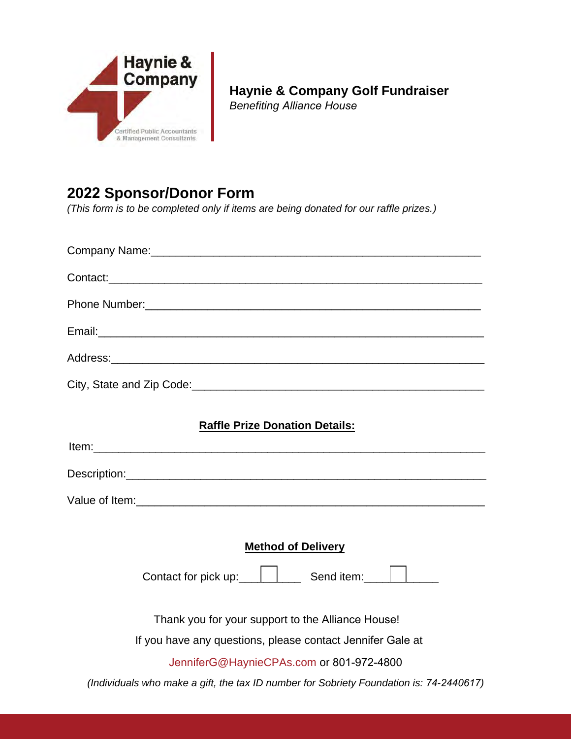Haynie & Company

Certified Public Accountants & Management Consultants

**Haynie & Company Golf Fundraiser**

*Benefiting Alliance House*

## 2022 Sponsor/Donor Form

*(This form is to be completed only if items are being donated for our raffle prizes.)*

Company Name:_______________________________________________________

Contact:___________________________________________________________

Phone Number:_______________________________________________________

Email:_____________________________________________________________

Address:___________________________________________________________

City, State and Zip Code:____________________________________________

**Raffle Prize Donation Details:**

Item:______________________________________________________________

Description:________________________________________________________

Value of Item:______________________________________________________

**Method of Delivery**

Contact for pick up:__☐__ Send item:__☐__

Thank you for your support to the Alliance House!

If you have any questions, please contact Jennifer Gale at

JenniferG@HaynieCPAs.com or 801-972-4800

*(Individuals who make a gift, the tax ID number for Sobriety Foundation is: 74-2440617)*